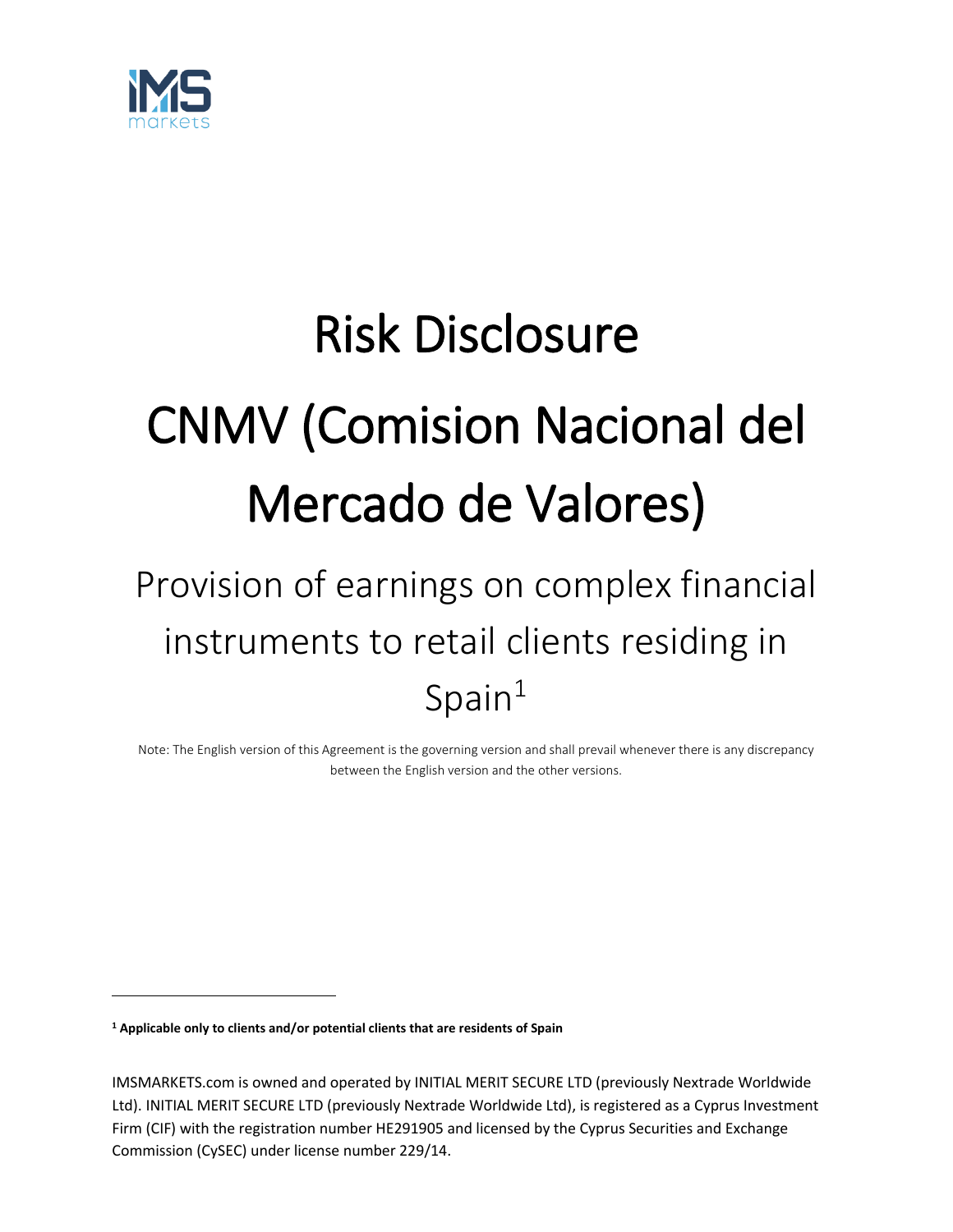# Risk Disclosure

# CNMV (Comision Nacional del Mercado de Valores)

## Provision of earnings on complex financial instruments to retail clients residing in Spain[1]

Note: The English version of this Agreement is the governing version and shall prevail whenever there is any discrepancy between the English version and the other versions.

---

**[1] Applicable only to clients and/or potential clients that are residents of Spain**

IMSMARKETS.com is owned and operated by INITIAL MERIT SECURE LTD (previously Nextrade Worldwide Ltd). INITIAL MERIT SECURE LTD (previously Nextrade Worldwide Ltd), is registered as a Cyprus Investment Firm (CIF) with the registration number HE291905 and licensed by the Cyprus Securities and Exchange Commission (CySEC) under license number 229/14.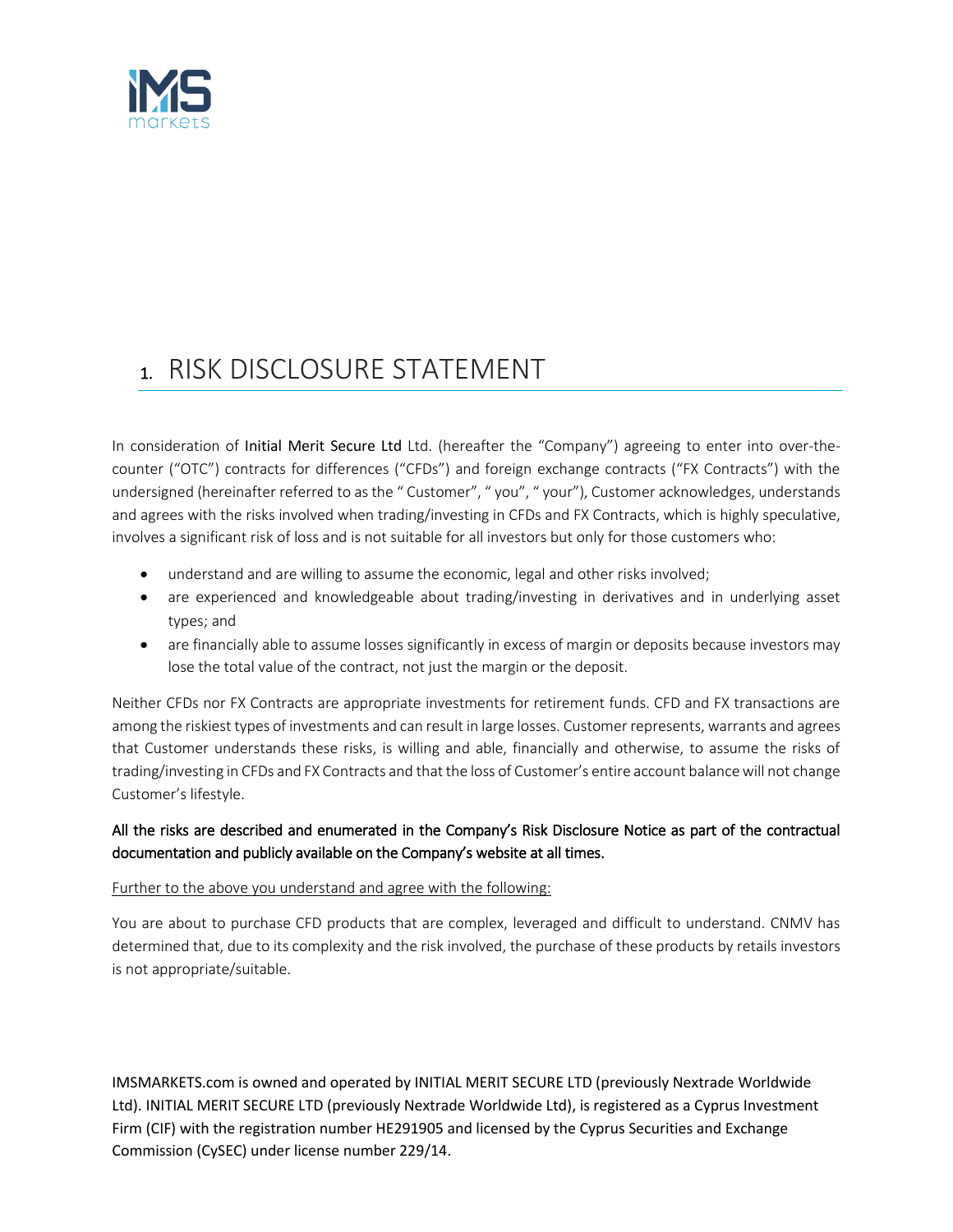# 1. RISK DISCLOSURE STATEMENT

In consideration of Initial Merit Secure Ltd Ltd. (hereafter the "Company") agreeing to enter into over-the-counter ("OTC") contracts for differences ("CFDs") and foreign exchange contracts ("FX Contracts") with the undersigned (hereinafter referred to as the " Customer", " you", " your"), Customer acknowledges, understands and agrees with the risks involved when trading/investing in CFDs and FX Contracts, which is highly speculative, involves a significant risk of loss and is not suitable for all investors but only for those customers who:

- understand and are willing to assume the economic, legal and other risks involved;
- are experienced and knowledgeable about trading/investing in derivatives and in underlying asset types; and
- are financially able to assume losses significantly in excess of margin or deposits because investors may lose the total value of the contract, not just the margin or the deposit.

Neither CFDs nor FX Contracts are appropriate investments for retirement funds. CFD and FX transactions are among the riskiest types of investments and can result in large losses. Customer represents, warrants and agrees that Customer understands these risks, is willing and able, financially and otherwise, to assume the risks of trading/investing in CFDs and FX Contracts and that the loss of Customer's entire account balance will not change Customer's lifestyle.

All the risks are described and enumerated in the Company's Risk Disclosure Notice as part of the contractual documentation and publicly available on the Company's website at all times.

Further to the above you understand and agree with the following:

You are about to purchase CFD products that are complex, leveraged and difficult to understand. CNMV has determined that, due to its complexity and the risk involved, the purchase of these products by retails investors is not appropriate/suitable.

IMSMARKETS.com is owned and operated by INITIAL MERIT SECURE LTD (previously Nextrade Worldwide Ltd). INITIAL MERIT SECURE LTD (previously Nextrade Worldwide Ltd), is registered as a Cyprus Investment Firm (CIF) with the registration number HE291905 and licensed by the Cyprus Securities and Exchange Commission (CySEC) under license number 229/14.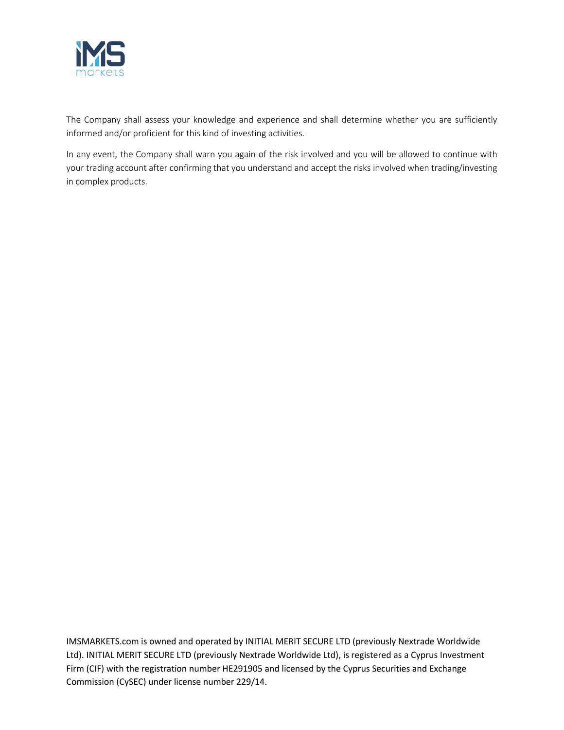The Company shall assess your knowledge and experience and shall determine whether you are sufficiently informed and/or proficient for this kind of investing activities.

In any event, the Company shall warn you again of the risk involved and you will be allowed to continue with your trading account after confirming that you understand and accept the risks involved when trading/investing in complex products.